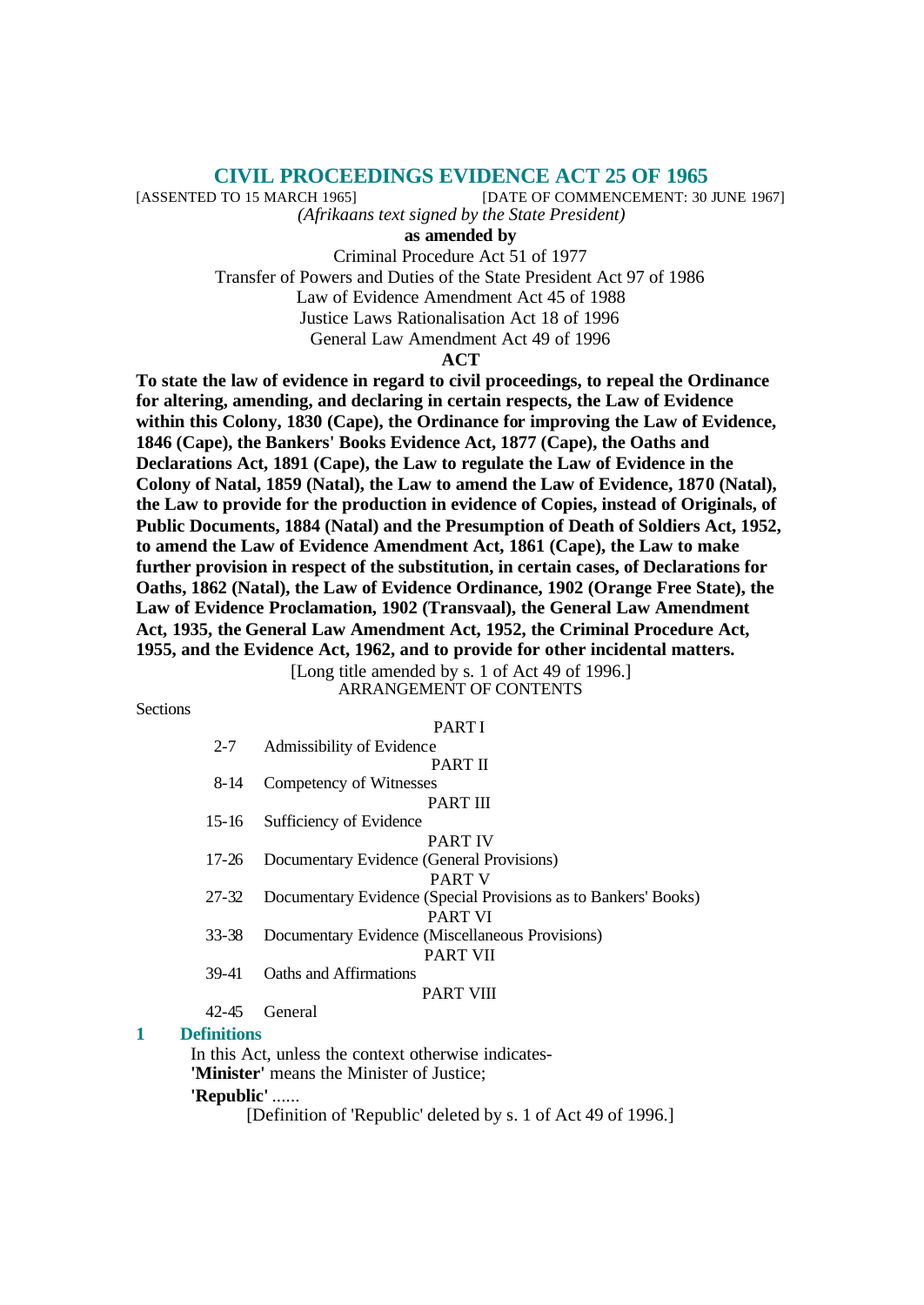# CIVIL PROCEEDINGS EVIDENCE ACT 25 OF 1965

[ASSENTED TO 15 MARCH 1965] [DATE OF COMMENCEMENT: 30 JUNE 1967]

*(Afrikaans text signed by the State President)*

**as amended by**

Criminal Procedure Act 51 of 1977
Transfer of Powers and Duties of the State President Act 97 of 1986
Law of Evidence Amendment Act 45 of 1988
Justice Laws Rationalisation Act 18 of 1996
General Law Amendment Act 49 of 1996

**ACT**

**To state the law of evidence in regard to civil proceedings, to repeal the Ordinance for altering, amending, and declaring in certain respects, the Law of Evidence within this Colony, 1830 (Cape), the Ordinance for improving the Law of Evidence, 1846 (Cape), the Bankers' Books Evidence Act, 1877 (Cape), the Oaths and Declarations Act, 1891 (Cape), the Law to regulate the Law of Evidence in the Colony of Natal, 1859 (Natal), the Law to amend the Law of Evidence, 1870 (Natal), the Law to provide for the production in evidence of Copies, instead of Originals, of Public Documents, 1884 (Natal) and the Presumption of Death of Soldiers Act, 1952, to amend the Law of Evidence Amendment Act, 1861 (Cape), the Law to make further provision in respect of the substitution, in certain cases, of Declarations for Oaths, 1862 (Natal), the Law of Evidence Ordinance, 1902 (Orange Free State), the Law of Evidence Proclamation, 1902 (Transvaal), the General Law Amendment Act, 1935, the General Law Amendment Act, 1952, the Criminal Procedure Act, 1955, and the Evidence Act, 1962, and to provide for other incidental matters.**

[Long title amended by s. 1 of Act 49 of 1996.]

ARRANGEMENT OF CONTENTS

Sections

PART I

2-7 Admissibility of Evidence

PART II

8-14 Competency of Witnesses

PART III

15-16 Sufficiency of Evidence

PART IV

17-26 Documentary Evidence (General Provisions)

PART V

27-32 Documentary Evidence (Special Provisions as to Bankers' Books)

PART VI

33-38 Documentary Evidence (Miscellaneous Provisions)

PART VII

39-41 Oaths and Affirmations

PART VIII

42-45 General

## 1 Definitions

In this Act, unless the context otherwise indicates-

**'Minister'** means the Minister of Justice;

**'Republic'** ......

[Definition of 'Republic' deleted by s. 1 of Act 49 of 1996.]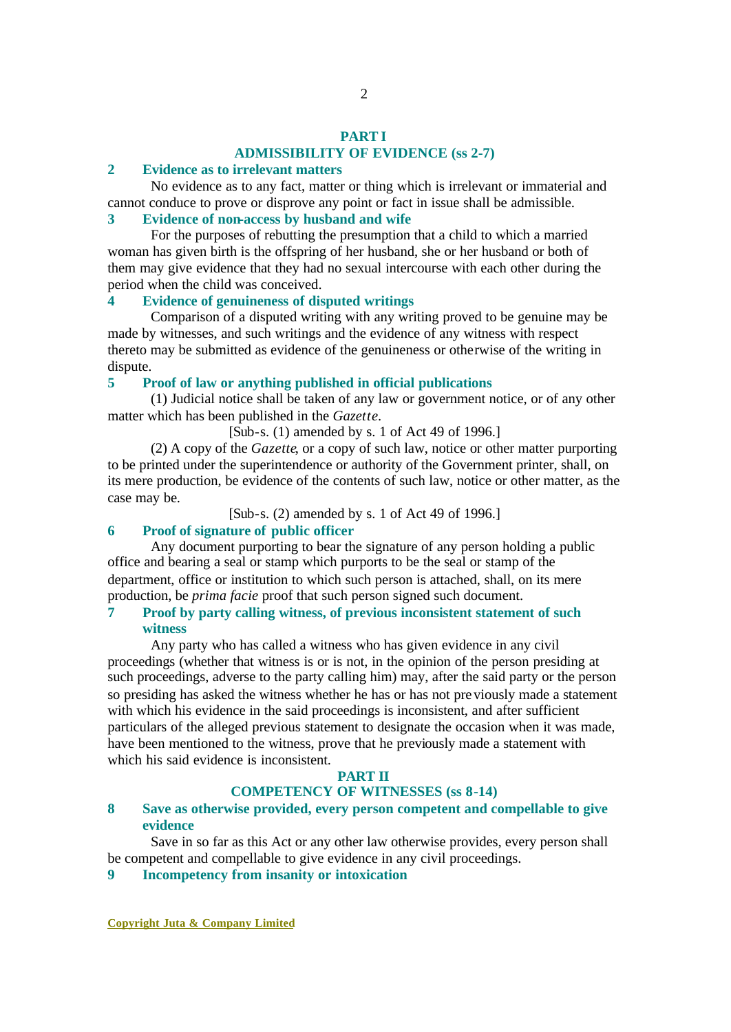## PART I
## ADMISSIBILITY OF EVIDENCE (ss 2-7)

### 2 Evidence as to irrelevant matters

No evidence as to any fact, matter or thing which is irrelevant or immaterial and cannot conduce to prove or disprove any point or fact in issue shall be admissible.

### 3 Evidence of non-access by husband and wife

For the purposes of rebutting the presumption that a child to which a married woman has given birth is the offspring of her husband, she or her husband or both of them may give evidence that they had no sexual intercourse with each other during the period when the child was conceived.

### 4 Evidence of genuineness of disputed writings

Comparison of a disputed writing with any writing proved to be genuine may be made by witnesses, and such writings and the evidence of any witness with respect thereto may be submitted as evidence of the genuineness or otherwise of the writing in dispute.

### 5 Proof of law or anything published in official publications

(1) Judicial notice shall be taken of any law or government notice, or of any other matter which has been published in the *Gazette*.

[Sub-s. (1) amended by s. 1 of Act 49 of 1996.]

(2) A copy of the *Gazette*, or a copy of such law, notice or other matter purporting to be printed under the superintendence or authority of the Government printer, shall, on its mere production, be evidence of the contents of such law, notice or other matter, as the case may be.

[Sub-s. (2) amended by s. 1 of Act 49 of 1996.]

### 6 Proof of signature of public officer

Any document purporting to bear the signature of any person holding a public office and bearing a seal or stamp which purports to be the seal or stamp of the department, office or institution to which such person is attached, shall, on its mere production, be *prima facie* proof that such person signed such document.

### 7 Proof by party calling witness, of previous inconsistent statement of such witness

Any party who has called a witness who has given evidence in any civil proceedings (whether that witness is or is not, in the opinion of the person presiding at such proceedings, adverse to the party calling him) may, after the said party or the person so presiding has asked the witness whether he has or has not previously made a statement with which his evidence in the said proceedings is inconsistent, and after sufficient particulars of the alleged previous statement to designate the occasion when it was made, have been mentioned to the witness, prove that he previously made a statement with which his said evidence is inconsistent.

## PART II
## COMPETENCY OF WITNESSES (ss 8-14)

### 8 Save as otherwise provided, every person competent and compellable to give evidence

Save in so far as this Act or any other law otherwise provides, every person shall be competent and compellable to give evidence in any civil proceedings.

### 9 Incompetency from insanity or intoxication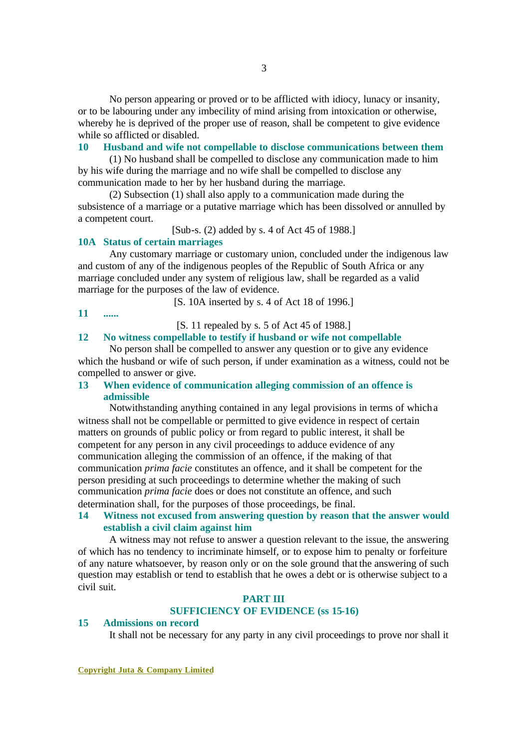No person appearing or proved or to be afflicted with idiocy, lunacy or insanity, or to be labouring under any imbecility of mind arising from intoxication or otherwise, whereby he is deprived of the proper use of reason, shall be competent to give evidence while so afflicted or disabled.

### 10 Husband and wife not compellable to disclose communications between them

(1) No husband shall be compelled to disclose any communication made to him by his wife during the marriage and no wife shall be compelled to disclose any communication made to her by her husband during the marriage.

(2) Subsection (1) shall also apply to a communication made during the subsistence of a marriage or a putative marriage which has been dissolved or annulled by a competent court.

[Sub-s. (2) added by s. 4 of Act 45 of 1988.]

### 10A Status of certain marriages

Any customary marriage or customary union, concluded under the indigenous law and custom of any of the indigenous peoples of the Republic of South Africa or any marriage concluded under any system of religious law, shall be regarded as a valid marriage for the purposes of the law of evidence.

[S. 10A inserted by s. 4 of Act 18 of 1996.]

### 11 ......

[S. 11 repealed by s. 5 of Act 45 of 1988.]

### 12 No witness compellable to testify if husband or wife not compellable

No person shall be compelled to answer any question or to give any evidence which the husband or wife of such person, if under examination as a witness, could not be compelled to answer or give.

### 13 When evidence of communication alleging commission of an offence is admissible

Notwithstanding anything contained in any legal provisions in terms of which a witness shall not be compellable or permitted to give evidence in respect of certain matters on grounds of public policy or from regard to public interest, it shall be competent for any person in any civil proceedings to adduce evidence of any communication alleging the commission of an offence, if the making of that communication *prima facie* constitutes an offence, and it shall be competent for the person presiding at such proceedings to determine whether the making of such communication *prima facie* does or does not constitute an offence, and such determination shall, for the purposes of those proceedings, be final.

### 14 Witness not excused from answering question by reason that the answer would establish a civil claim against him

A witness may not refuse to answer a question relevant to the issue, the answering of which has no tendency to incriminate himself, or to expose him to penalty or forfeiture of any nature whatsoever, by reason only or on the sole ground that the answering of such question may establish or tend to establish that he owes a debt or is otherwise subject to a civil suit.

## PART III
## SUFFICIENCY OF EVIDENCE (ss 15-16)

### 15 Admissions on record

It shall not be necessary for any party in any civil proceedings to prove nor shall it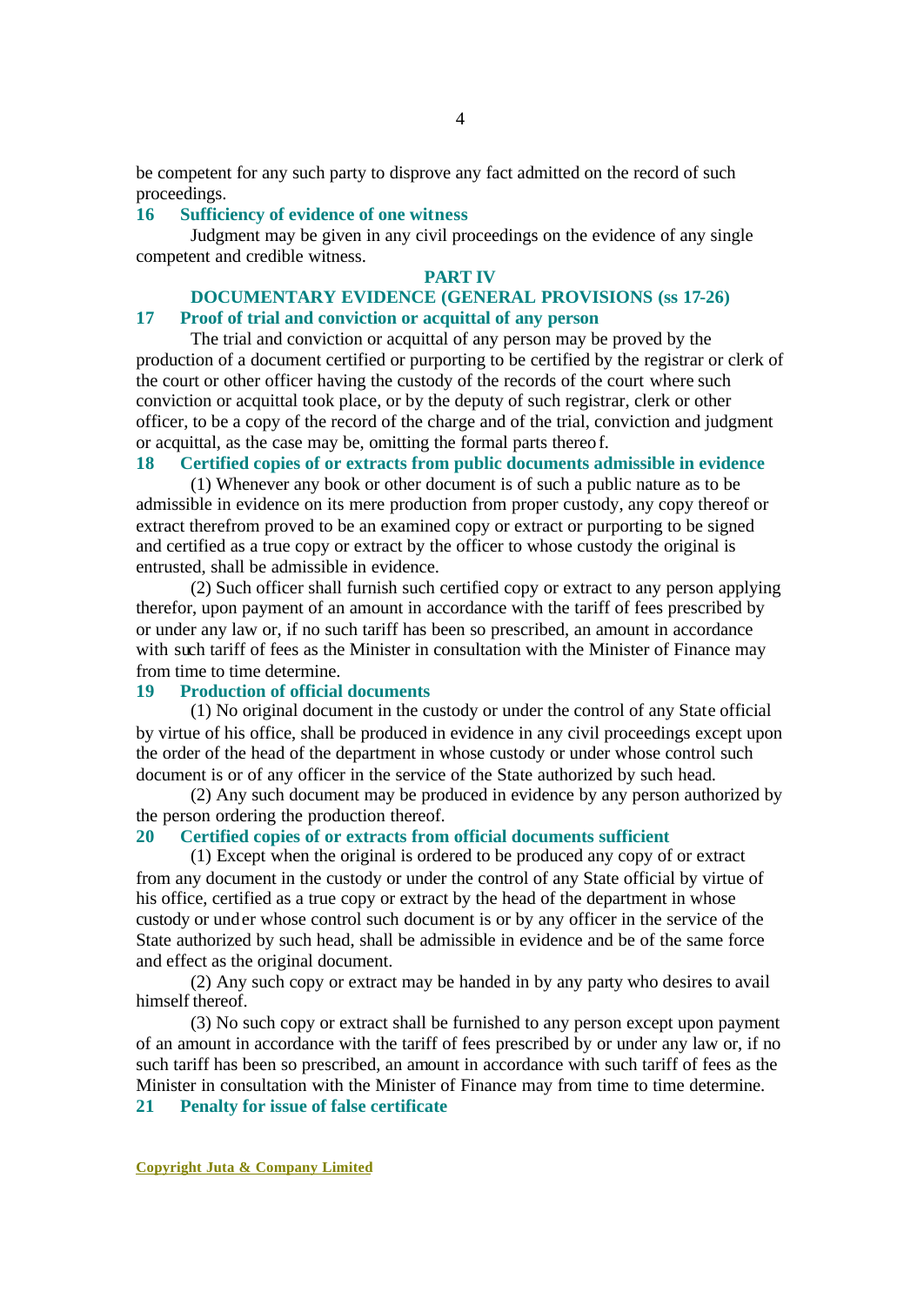be competent for any such party to disprove any fact admitted on the record of such proceedings.

### 16 Sufficiency of evidence of one witness

Judgment may be given in any civil proceedings on the evidence of any single competent and credible witness.

## PART IV

## DOCUMENTARY EVIDENCE (GENERAL PROVISIONS (ss 17-26)

### 17 Proof of trial and conviction or acquittal of any person

The trial and conviction or acquittal of any person may be proved by the production of a document certified or purporting to be certified by the registrar or clerk of the court or other officer having the custody of the records of the court where such conviction or acquittal took place, or by the deputy of such registrar, clerk or other officer, to be a copy of the record of the charge and of the trial, conviction and judgment or acquittal, as the case may be, omitting the formal parts thereof.

### 18 Certified copies of or extracts from public documents admissible in evidence

(1) Whenever any book or other document is of such a public nature as to be admissible in evidence on its mere production from proper custody, any copy thereof or extract therefrom proved to be an examined copy or extract or purporting to be signed and certified as a true copy or extract by the officer to whose custody the original is entrusted, shall be admissible in evidence.

(2) Such officer shall furnish such certified copy or extract to any person applying therefor, upon payment of an amount in accordance with the tariff of fees prescribed by or under any law or, if no such tariff has been so prescribed, an amount in accordance with such tariff of fees as the Minister in consultation with the Minister of Finance may from time to time determine.

### 19 Production of official documents

(1) No original document in the custody or under the control of any State official by virtue of his office, shall be produced in evidence in any civil proceedings except upon the order of the head of the department in whose custody or under whose control such document is or of any officer in the service of the State authorized by such head.

(2) Any such document may be produced in evidence by any person authorized by the person ordering the production thereof.

### 20 Certified copies of or extracts from official documents sufficient

(1) Except when the original is ordered to be produced any copy of or extract from any document in the custody or under the control of any State official by virtue of his office, certified as a true copy or extract by the head of the department in whose custody or under whose control such document is or by any officer in the service of the State authorized by such head, shall be admissible in evidence and be of the same force and effect as the original document.

(2) Any such copy or extract may be handed in by any party who desires to avail himself thereof.

(3) No such copy or extract shall be furnished to any person except upon payment of an amount in accordance with the tariff of fees prescribed by or under any law or, if no such tariff has been so prescribed, an amount in accordance with such tariff of fees as the Minister in consultation with the Minister of Finance may from time to time determine.

### 21 Penalty for issue of false certificate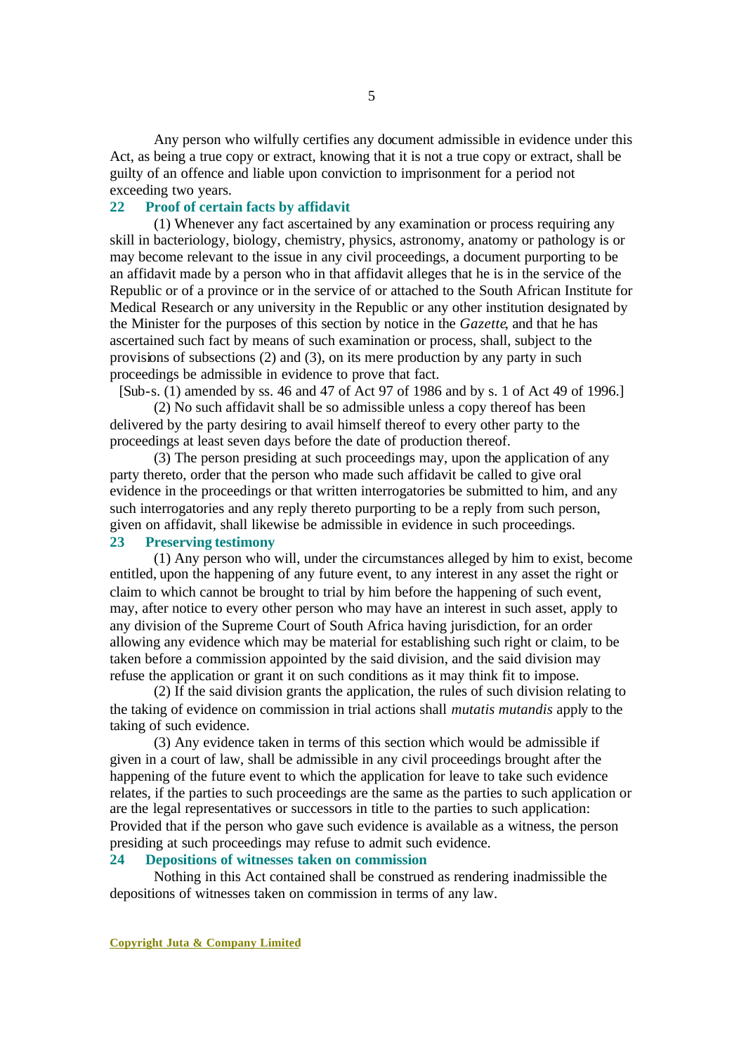Any person who wilfully certifies any document admissible in evidence under this Act, as being a true copy or extract, knowing that it is not a true copy or extract, shall be guilty of an offence and liable upon conviction to imprisonment for a period not exceeding two years.

## 22 Proof of certain facts by affidavit

(1) Whenever any fact ascertained by any examination or process requiring any skill in bacteriology, biology, chemistry, physics, astronomy, anatomy or pathology is or may become relevant to the issue in any civil proceedings, a document purporting to be an affidavit made by a person who in that affidavit alleges that he is in the service of the Republic or of a province or in the service of or attached to the South African Institute for Medical Research or any university in the Republic or any other institution designated by the Minister for the purposes of this section by notice in the *Gazette*, and that he has ascertained such fact by means of such examination or process, shall, subject to the provisions of subsections (2) and (3), on its mere production by any party in such proceedings be admissible in evidence to prove that fact.

[Sub-s. (1) amended by ss. 46 and 47 of Act 97 of 1986 and by s. 1 of Act 49 of 1996.]

(2) No such affidavit shall be so admissible unless a copy thereof has been delivered by the party desiring to avail himself thereof to every other party to the proceedings at least seven days before the date of production thereof.

(3) The person presiding at such proceedings may, upon the application of any party thereto, order that the person who made such affidavit be called to give oral evidence in the proceedings or that written interrogatories be submitted to him, and any such interrogatories and any reply thereto purporting to be a reply from such person, given on affidavit, shall likewise be admissible in evidence in such proceedings.

## 23 Preserving testimony

(1) Any person who will, under the circumstances alleged by him to exist, become entitled, upon the happening of any future event, to any interest in any asset the right or claim to which cannot be brought to trial by him before the happening of such event, may, after notice to every other person who may have an interest in such asset, apply to any division of the Supreme Court of South Africa having jurisdiction, for an order allowing any evidence which may be material for establishing such right or claim, to be taken before a commission appointed by the said division, and the said division may refuse the application or grant it on such conditions as it may think fit to impose.

(2) If the said division grants the application, the rules of such division relating to the taking of evidence on commission in trial actions shall *mutatis mutandis* apply to the taking of such evidence.

(3) Any evidence taken in terms of this section which would be admissible if given in a court of law, shall be admissible in any civil proceedings brought after the happening of the future event to which the application for leave to take such evidence relates, if the parties to such proceedings are the same as the parties to such application or are the legal representatives or successors in title to the parties to such application: Provided that if the person who gave such evidence is available as a witness, the person presiding at such proceedings may refuse to admit such evidence.

## 24 Depositions of witnesses taken on commission

Nothing in this Act contained shall be construed as rendering inadmissible the depositions of witnesses taken on commission in terms of any law.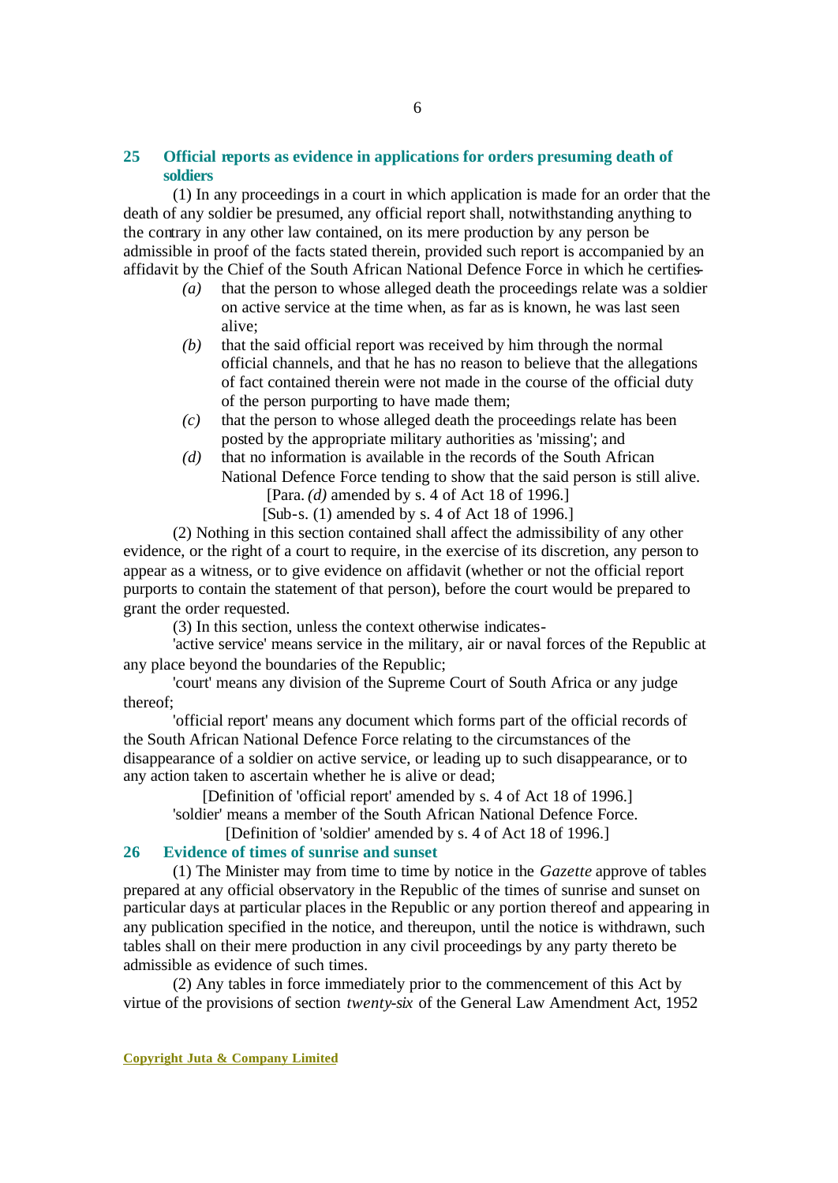### 25 Official reports as evidence in applications for orders presuming death of soldiers

(1) In any proceedings in a court in which application is made for an order that the death of any soldier be presumed, any official report shall, notwithstanding anything to the contrary in any other law contained, on its mere production by any person be admissible in proof of the facts stated therein, provided such report is accompanied by an affidavit by the Chief of the South African National Defence Force in which he certifies-

*(a)* that the person to whose alleged death the proceedings relate was a soldier on active service at the time when, as far as is known, he was last seen alive;

*(b)* that the said official report was received by him through the normal official channels, and that he has no reason to believe that the allegations of fact contained therein were not made in the course of the official duty of the person purporting to have made them;

*(c)* that the person to whose alleged death the proceedings relate has been posted by the appropriate military authorities as 'missing'; and

*(d)* that no information is available in the records of the South African National Defence Force tending to show that the said person is still alive.

[Para. *(d)* amended by s. 4 of Act 18 of 1996.]

[Sub-s. (1) amended by s. 4 of Act 18 of 1996.]

(2) Nothing in this section contained shall affect the admissibility of any other evidence, or the right of a court to require, in the exercise of its discretion, any person to appear as a witness, or to give evidence on affidavit (whether or not the official report purports to contain the statement of that person), before the court would be prepared to grant the order requested.

(3) In this section, unless the context otherwise indicates-

'active service' means service in the military, air or naval forces of the Republic at any place beyond the boundaries of the Republic;

'court' means any division of the Supreme Court of South Africa or any judge thereof;

'official report' means any document which forms part of the official records of the South African National Defence Force relating to the circumstances of the disappearance of a soldier on active service, or leading up to such disappearance, or to any action taken to ascertain whether he is alive or dead;

[Definition of 'official report' amended by s. 4 of Act 18 of 1996.]

'soldier' means a member of the South African National Defence Force.

[Definition of 'soldier' amended by s. 4 of Act 18 of 1996.]

### 26 Evidence of times of sunrise and sunset

(1) The Minister may from time to time by notice in the *Gazette* approve of tables prepared at any official observatory in the Republic of the times of sunrise and sunset on particular days at particular places in the Republic or any portion thereof and appearing in any publication specified in the notice, and thereupon, until the notice is withdrawn, such tables shall on their mere production in any civil proceedings by any party thereto be admissible as evidence of such times.

(2) Any tables in force immediately prior to the commencement of this Act by virtue of the provisions of section *twenty-six* of the General Law Amendment Act, 1952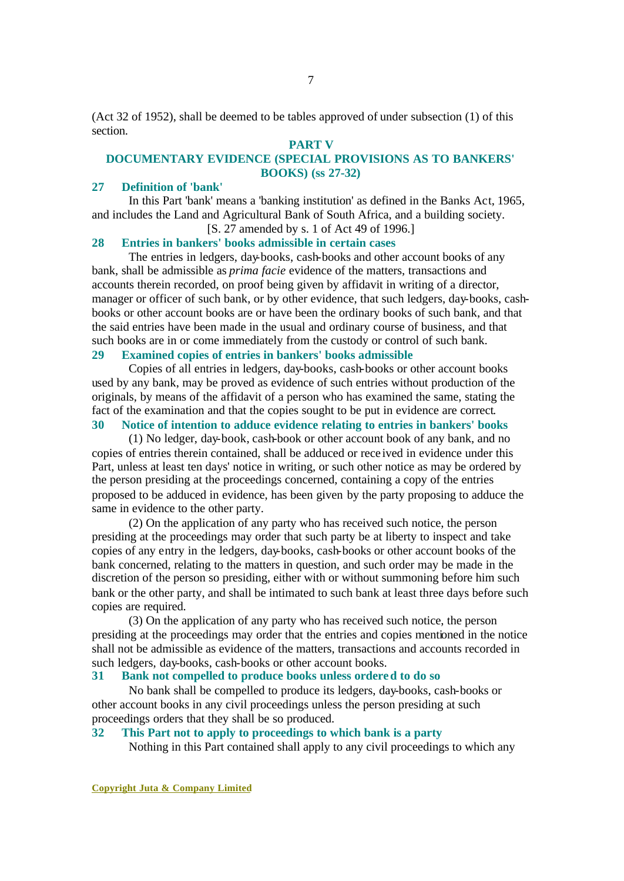(Act 32 of 1952), shall be deemed to be tables approved of under subsection (1) of this section.

## PART V
## DOCUMENTARY EVIDENCE (SPECIAL PROVISIONS AS TO BANKERS' BOOKS) (ss 27-32)

### 27 Definition of 'bank'

In this Part 'bank' means a 'banking institution' as defined in the Banks Act, 1965, and includes the Land and Agricultural Bank of South Africa, and a building society.

[S. 27 amended by s. 1 of Act 49 of 1996.]

### 28 Entries in bankers' books admissible in certain cases

The entries in ledgers, day-books, cash-books and other account books of any bank, shall be admissible as *prima facie* evidence of the matters, transactions and accounts therein recorded, on proof being given by affidavit in writing of a director, manager or officer of such bank, or by other evidence, that such ledgers, day-books, cash-books or other account books are or have been the ordinary books of such bank, and that the said entries have been made in the usual and ordinary course of business, and that such books are in or come immediately from the custody or control of such bank.

### 29 Examined copies of entries in bankers' books admissible

Copies of all entries in ledgers, day-books, cash-books or other account books used by any bank, may be proved as evidence of such entries without production of the originals, by means of the affidavit of a person who has examined the same, stating the fact of the examination and that the copies sought to be put in evidence are correct.

### 30 Notice of intention to adduce evidence relating to entries in bankers' books

(1) No ledger, day-book, cash-book or other account book of any bank, and no copies of entries therein contained, shall be adduced or received in evidence under this Part, unless at least ten days' notice in writing, or such other notice as may be ordered by the person presiding at the proceedings concerned, containing a copy of the entries proposed to be adduced in evidence, has been given by the party proposing to adduce the same in evidence to the other party.

(2) On the application of any party who has received such notice, the person presiding at the proceedings may order that such party be at liberty to inspect and take copies of any entry in the ledgers, day-books, cash-books or other account books of the bank concerned, relating to the matters in question, and such order may be made in the discretion of the person so presiding, either with or without summoning before him such bank or the other party, and shall be intimated to such bank at least three days before such copies are required.

(3) On the application of any party who has received such notice, the person presiding at the proceedings may order that the entries and copies mentioned in the notice shall not be admissible as evidence of the matters, transactions and accounts recorded in such ledgers, day-books, cash-books or other account books.

### 31 Bank not compelled to produce books unless ordered to do so

No bank shall be compelled to produce its ledgers, day-books, cash-books or other account books in any civil proceedings unless the person presiding at such proceedings orders that they shall be so produced.

### 32 This Part not to apply to proceedings to which bank is a party

Nothing in this Part contained shall apply to any civil proceedings to which any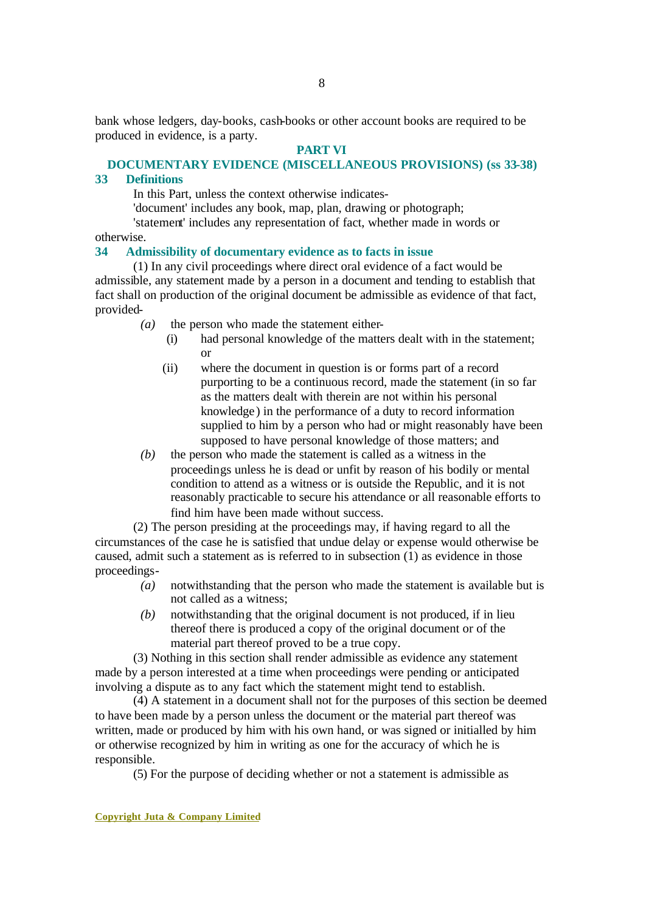bank whose ledgers, day-books, cash-books or other account books are required to be produced in evidence, is a party.

## PART VI

## DOCUMENTARY EVIDENCE (MISCELLANEOUS PROVISIONS) (ss 33-38)

### 33 Definitions

In this Part, unless the context otherwise indicates-

'document' includes any book, map, plan, drawing or photograph;

'statement' includes any representation of fact, whether made in words or otherwise.

### 34 Admissibility of documentary evidence as to facts in issue

(1) In any civil proceedings where direct oral evidence of a fact would be admissible, any statement made by a person in a document and tending to establish that fact shall on production of the original document be admissible as evidence of that fact, provided-

*(a)* the person who made the statement either-

(i) had personal knowledge of the matters dealt with in the statement; or

(ii) where the document in question is or forms part of a record purporting to be a continuous record, made the statement (in so far as the matters dealt with therein are not within his personal knowledge) in the performance of a duty to record information supplied to him by a person who had or might reasonably have been supposed to have personal knowledge of those matters; and

*(b)* the person who made the statement is called as a witness in the proceedings unless he is dead or unfit by reason of his bodily or mental condition to attend as a witness or is outside the Republic, and it is not reasonably practicable to secure his attendance or all reasonable efforts to find him have been made without success.

(2) The person presiding at the proceedings may, if having regard to all the circumstances of the case he is satisfied that undue delay or expense would otherwise be caused, admit such a statement as is referred to in subsection (1) as evidence in those proceedings-

*(a)* notwithstanding that the person who made the statement is available but is not called as a witness;

*(b)* notwithstanding that the original document is not produced, if in lieu thereof there is produced a copy of the original document or of the material part thereof proved to be a true copy.

(3) Nothing in this section shall render admissible as evidence any statement made by a person interested at a time when proceedings were pending or anticipated involving a dispute as to any fact which the statement might tend to establish.

(4) A statement in a document shall not for the purposes of this section be deemed to have been made by a person unless the document or the material part thereof was written, made or produced by him with his own hand, or was signed or initialled by him or otherwise recognized by him in writing as one for the accuracy of which he is responsible.

(5) For the purpose of deciding whether or not a statement is admissible as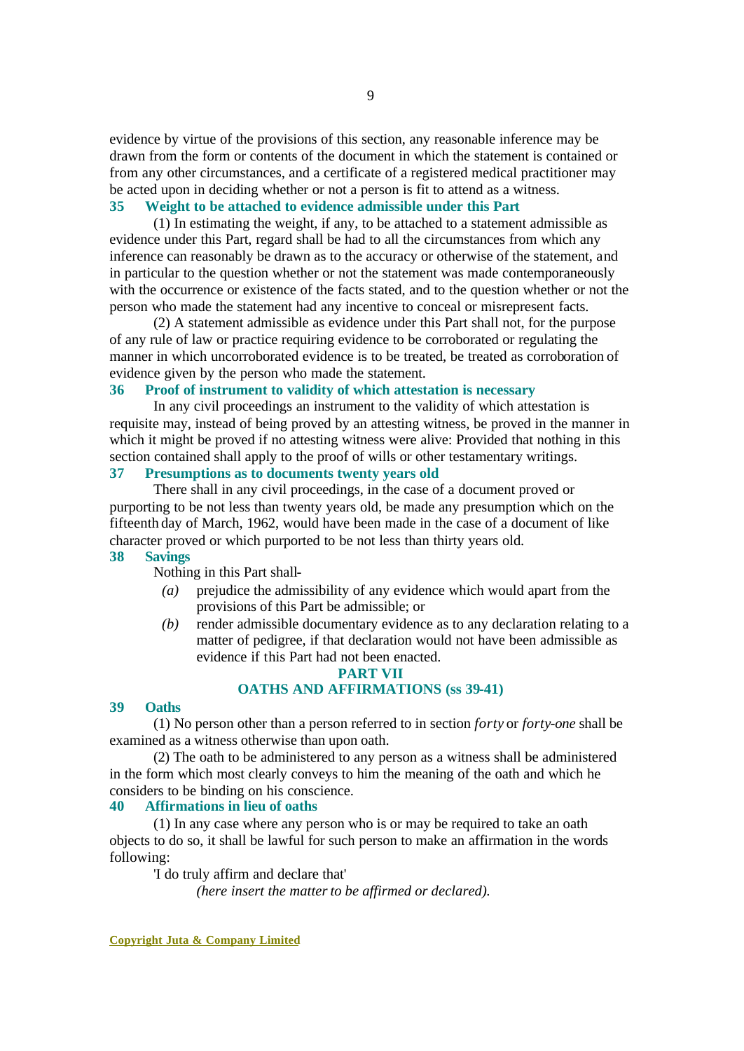evidence by virtue of the provisions of this section, any reasonable inference may be drawn from the form or contents of the document in which the statement is contained or from any other circumstances, and a certificate of a registered medical practitioner may be acted upon in deciding whether or not a person is fit to attend as a witness.

### 35 Weight to be attached to evidence admissible under this Part

(1) In estimating the weight, if any, to be attached to a statement admissible as evidence under this Part, regard shall be had to all the circumstances from which any inference can reasonably be drawn as to the accuracy or otherwise of the statement, and in particular to the question whether or not the statement was made contemporaneously with the occurrence or existence of the facts stated, and to the question whether or not the person who made the statement had any incentive to conceal or misrepresent facts.

(2) A statement admissible as evidence under this Part shall not, for the purpose of any rule of law or practice requiring evidence to be corroborated or regulating the manner in which uncorroborated evidence is to be treated, be treated as corroboration of evidence given by the person who made the statement.

### 36 Proof of instrument to validity of which attestation is necessary

In any civil proceedings an instrument to the validity of which attestation is requisite may, instead of being proved by an attesting witness, be proved in the manner in which it might be proved if no attesting witness were alive: Provided that nothing in this section contained shall apply to the proof of wills or other testamentary writings.

### 37 Presumptions as to documents twenty years old

There shall in any civil proceedings, in the case of a document proved or purporting to be not less than twenty years old, be made any presumption which on the fifteenth day of March, 1962, would have been made in the case of a document of like character proved or which purported to be not less than thirty years old.

### 38 Savings

Nothing in this Part shall-

*(a)* prejudice the admissibility of any evidence which would apart from the provisions of this Part be admissible; or

*(b)* render admissible documentary evidence as to any declaration relating to a matter of pedigree, if that declaration would not have been admissible as evidence if this Part had not been enacted.

## PART VII
## OATHS AND AFFIRMATIONS (ss 39-41)

### 39 Oaths

(1) No person other than a person referred to in section *forty* or *forty-one* shall be examined as a witness otherwise than upon oath.

(2) The oath to be administered to any person as a witness shall be administered in the form which most clearly conveys to him the meaning of the oath and which he considers to be binding on his conscience.

### 40 Affirmations in lieu of oaths

(1) In any case where any person who is or may be required to take an oath objects to do so, it shall be lawful for such person to make an affirmation in the words following:

'I do truly affirm and declare that'

*(here insert the matter to be affirmed or declared).*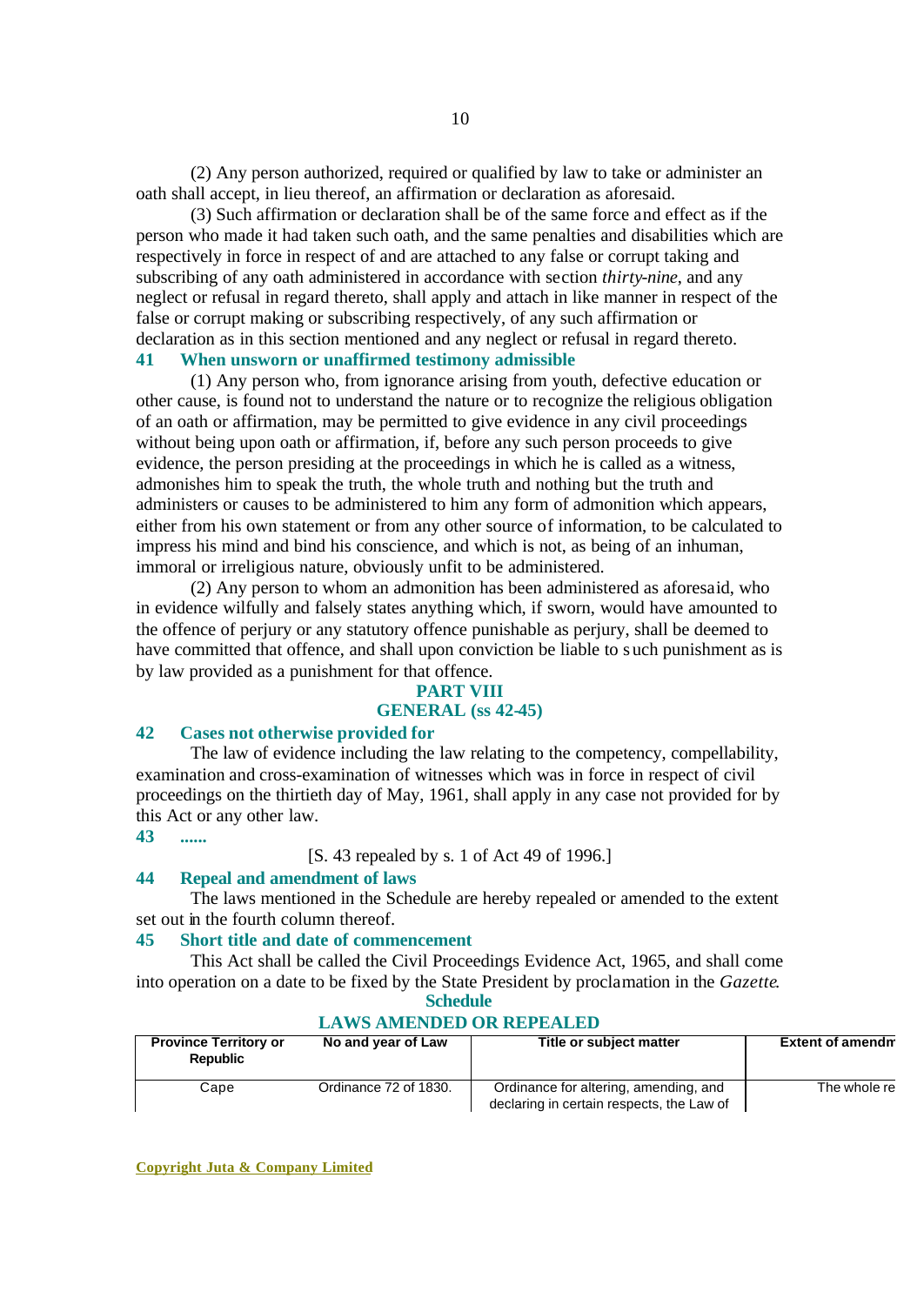(2) Any person authorized, required or qualified by law to take or administer an oath shall accept, in lieu thereof, an affirmation or declaration as aforesaid.

(3) Such affirmation or declaration shall be of the same force and effect as if the person who made it had taken such oath, and the same penalties and disabilities which are respectively in force in respect of and are attached to any false or corrupt taking and subscribing of any oath administered in accordance with section *thirty-nine*, and any neglect or refusal in regard thereto, shall apply and attach in like manner in respect of the false or corrupt making or subscribing respectively, of any such affirmation or declaration as in this section mentioned and any neglect or refusal in regard thereto.

### 41 When unsworn or unaffirmed testimony admissible

(1) Any person who, from ignorance arising from youth, defective education or other cause, is found not to understand the nature or to recognize the religious obligation of an oath or affirmation, may be permitted to give evidence in any civil proceedings without being upon oath or affirmation, if, before any such person proceeds to give evidence, the person presiding at the proceedings in which he is called as a witness, admonishes him to speak the truth, the whole truth and nothing but the truth and administers or causes to be administered to him any form of admonition which appears, either from his own statement or from any other source of information, to be calculated to impress his mind and bind his conscience, and which is not, as being of an inhuman, immoral or irreligious nature, obviously unfit to be administered.

(2) Any person to whom an admonition has been administered as aforesaid, who in evidence wilfully and falsely states anything which, if sworn, would have amounted to the offence of perjury or any statutory offence punishable as perjury, shall be deemed to have committed that offence, and shall upon conviction be liable to such punishment as is by law provided as a punishment for that offence.

## PART VIII
## GENERAL (ss 42-45)

### 42 Cases not otherwise provided for

The law of evidence including the law relating to the competency, compellability, examination and cross-examination of witnesses which was in force in respect of civil proceedings on the thirtieth day of May, 1961, shall apply in any case not provided for by this Act or any other law.

### 43 ......

[S. 43 repealed by s. 1 of Act 49 of 1996.]

### 44 Repeal and amendment of laws

The laws mentioned in the Schedule are hereby repealed or amended to the extent set out in the fourth column thereof.

### 45 Short title and date of commencement

This Act shall be called the Civil Proceedings Evidence Act, 1965, and shall come into operation on a date to be fixed by the State President by proclamation in the *Gazette*.

## Schedule
## LAWS AMENDED OR REPEALED

| Province Territory or Republic | No and year of Law | Title or subject matter | Extent of amendm |
|---|---|---|---|
| Cape | Ordinance 72 of 1830. | Ordinance for altering, amending, and declaring in certain respects, the Law of | The whole re |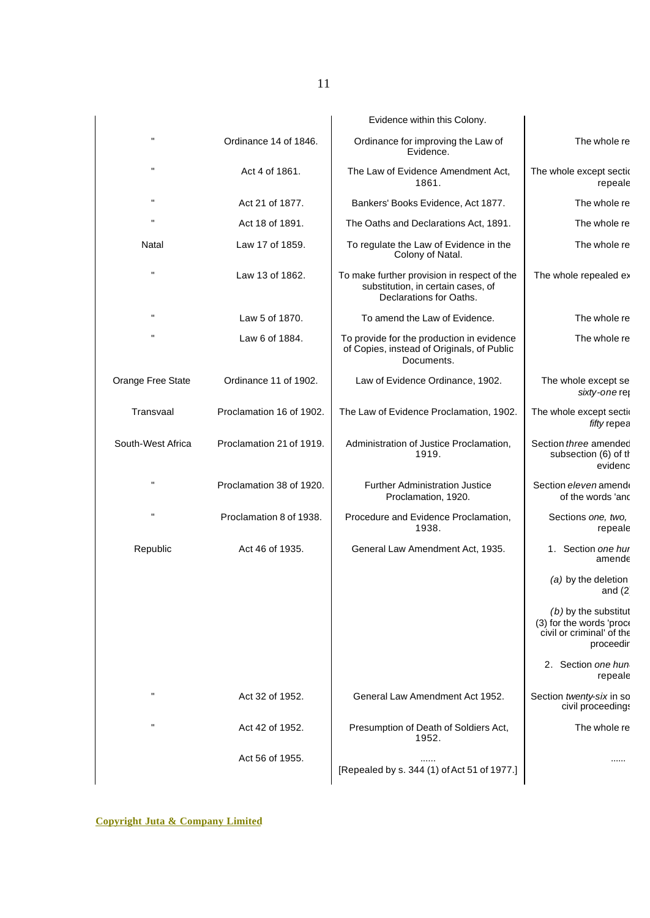| | | | |
|---|---|---|---|
| | | Evidence within this Colony. | |
| " | Ordinance 14 of 1846. | Ordinance for improving the Law of Evidence. | The whole re |
| " | Act 4 of 1861. | The Law of Evidence Amendment Act, 1861. | The whole except sectic repeale |
| " | Act 21 of 1877. | Bankers' Books Evidence, Act 1877. | The whole re |
| " | Act 18 of 1891. | The Oaths and Declarations Act, 1891. | The whole re |
| Natal | Law 17 of 1859. | To regulate the Law of Evidence in the Colony of Natal. | The whole re |
| " | Law 13 of 1862. | To make further provision in respect of the substitution, in certain cases, of Declarations for Oaths. | The whole repealed ex |
| " | Law 5 of 1870. | To amend the Law of Evidence. | The whole re |
| " | Law 6 of 1884. | To provide for the production in evidence of Copies, instead of Originals, of Public Documents. | The whole re |
| Orange Free State | Ordinance 11 of 1902. | Law of Evidence Ordinance, 1902. | The whole except se *sixty-one* re |
| Transvaal | Proclamation 16 of 1902. | The Law of Evidence Proclamation, 1902. | The whole except secti *fifty* repea |
| South-West Africa | Proclamation 21 of 1919. | Administration of Justice Proclamation, 1919. | Section *three* amended subsection (6) of th evidenc |
| " | Proclamation 38 of 1920. | Further Administration Justice Proclamation, 1920. | Section *eleven* amend of the words 'and |
| " | Proclamation 8 of 1938. | Procedure and Evidence Proclamation, 1938. | Sections *one, two,* repeale |
| Republic | Act 46 of 1935. | General Law Amendment Act, 1935. | 1. Section *one hur* amende |
| | | | *(a)* by the deletion and (2 |
| | | | *(b)* by the substitut (3) for the words 'proc civil or criminal' of the proceedir |
| | | | 2. Section *one hun* repeale |
| " | Act 32 of 1952. | General Law Amendment Act 1952. | Section *twenty-six* in so civil proceedings |
| " | Act 42 of 1952. | Presumption of Death of Soldiers Act, 1952. | The whole re |
| | Act 56 of 1955. | ...... [Repealed by s. 344 (1) of Act 51 of 1977.] | ...... |

Copyright Juta & Company Limited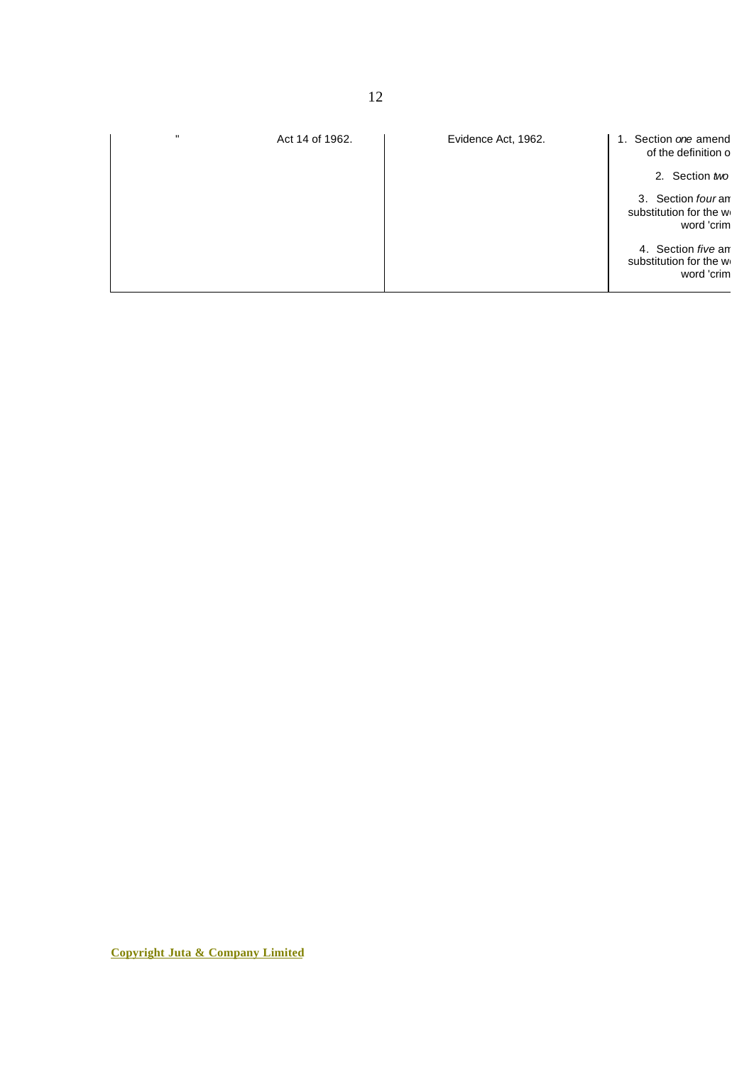| | | | |
|---|---|---|---|
| " | Act 14 of 1962. | Evidence Act, 1962. | 1. Section *one* amend of the definition o<br><br>2. Section *two*<br><br>3. Section *four* an substitution for the w word 'crim<br><br>4. Section *five* an substitution for the w word 'crim |

Copyright Juta & Company Limited